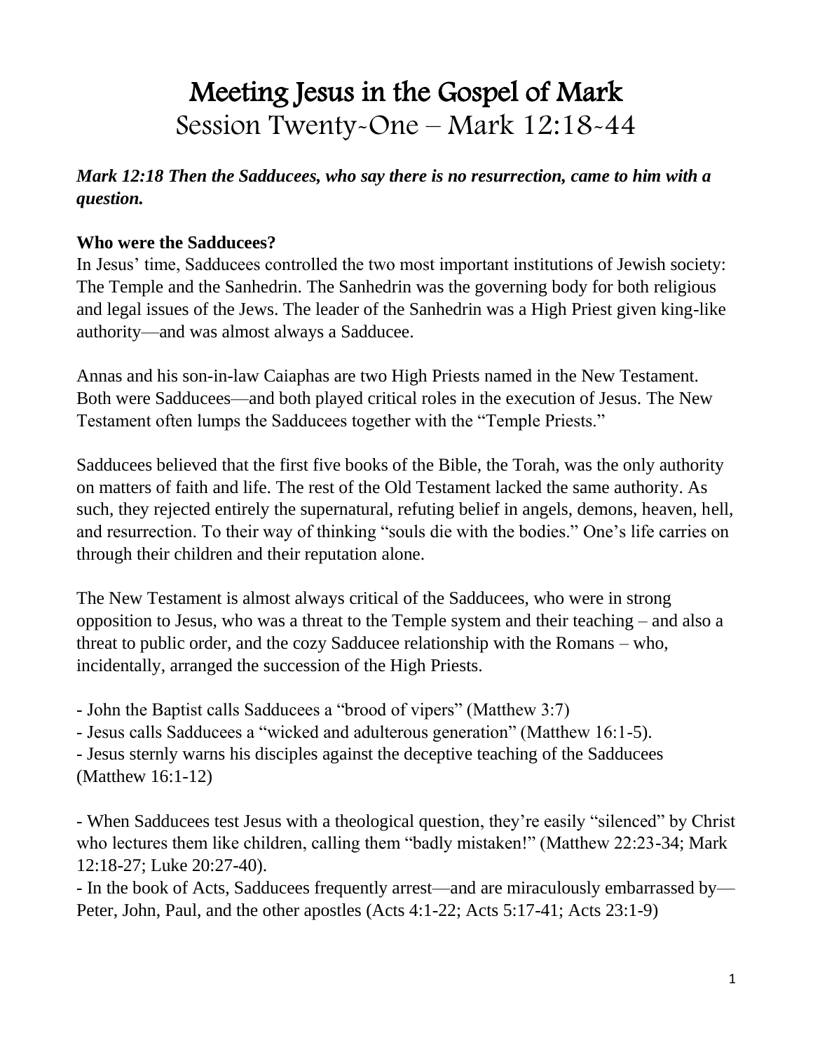# Meeting Jesus in the Gospel of Mark

## Session Twenty-One – Mark 12:18-44

***Mark 12:18 Then the Sadducees, who say there is no resurrection, came to him with a question.***

**Who were the Sadducees?**

In Jesus' time, Sadducees controlled the two most important institutions of Jewish society: The Temple and the Sanhedrin. The Sanhedrin was the governing body for both religious and legal issues of the Jews. The leader of the Sanhedrin was a High Priest given king-like authority—and was almost always a Sadducee.

Annas and his son-in-law Caiaphas are two High Priests named in the New Testament. Both were Sadducees—and both played critical roles in the execution of Jesus. The New Testament often lumps the Sadducees together with the "Temple Priests."

Sadducees believed that the first five books of the Bible, the Torah, was the only authority on matters of faith and life. The rest of the Old Testament lacked the same authority. As such, they rejected entirely the supernatural, refuting belief in angels, demons, heaven, hell, and resurrection. To their way of thinking "souls die with the bodies." One's life carries on through their children and their reputation alone.

The New Testament is almost always critical of the Sadducees, who were in strong opposition to Jesus, who was a threat to the Temple system and their teaching – and also a threat to public order, and the cozy Sadducee relationship with the Romans – who, incidentally, arranged the succession of the High Priests.

- John the Baptist calls Sadducees a "brood of vipers" (Matthew 3:7)
- Jesus calls Sadducees a "wicked and adulterous generation" (Matthew 16:1-5).
- Jesus sternly warns his disciples against the deceptive teaching of the Sadducees (Matthew 16:1-12)

- When Sadducees test Jesus with a theological question, they're easily "silenced" by Christ who lectures them like children, calling them "badly mistaken!" (Matthew 22:23-34; Mark 12:18-27; Luke 20:27-40).
- In the book of Acts, Sadducees frequently arrest—and are miraculously embarrassed by—Peter, John, Paul, and the other apostles (Acts 4:1-22; Acts 5:17-41; Acts 23:1-9)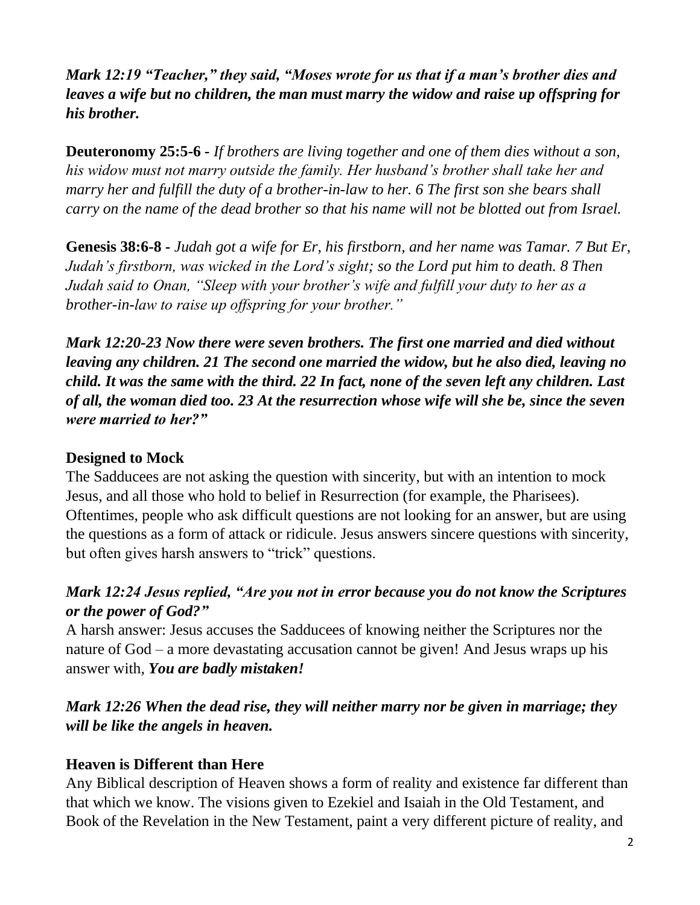***Mark 12:19 "Teacher," they said, "Moses wrote for us that if a man's brother dies and leaves a wife but no children, the man must marry the widow and raise up offspring for his brother.***

**Deuteronomy 25:5-6 -** *If brothers are living together and one of them dies without a son, his widow must not marry outside the family. Her husband's brother shall take her and marry her and fulfill the duty of a brother-in-law to her. 6 The first son she bears shall carry on the name of the dead brother so that his name will not be blotted out from Israel.*

**Genesis 38:6-8 -** *Judah got a wife for Er, his firstborn, and her name was Tamar. 7 But Er, Judah's firstborn, was wicked in the Lord's sight; so the Lord put him to death. 8 Then Judah said to Onan, "Sleep with your brother's wife and fulfill your duty to her as a brother-in-law to raise up offspring for your brother."*

***Mark 12:20-23 Now there were seven brothers. The first one married and died without leaving any children. 21 The second one married the widow, but he also died, leaving no child. It was the same with the third. 22 In fact, none of the seven left any children. Last of all, the woman died too. 23 At the resurrection whose wife will she be, since the seven were married to her?"***

### Designed to Mock

The Sadducees are not asking the question with sincerity, but with an intention to mock Jesus, and all those who hold to belief in Resurrection (for example, the Pharisees). Oftentimes, people who ask difficult questions are not looking for an answer, but are using the questions as a form of attack or ridicule. Jesus answers sincere questions with sincerity, but often gives harsh answers to "trick" questions.

***Mark 12:24 Jesus replied, "Are you not in error because you do not know the Scriptures or the power of God?"***

A harsh answer: Jesus accuses the Sadducees of knowing neither the Scriptures nor the nature of God – a more devastating accusation cannot be given! And Jesus wraps up his answer with, ***You are badly mistaken!***

***Mark 12:26 When the dead rise, they will neither marry nor be given in marriage; they will be like the angels in heaven.***

### Heaven is Different than Here

Any Biblical description of Heaven shows a form of reality and existence far different than that which we know. The visions given to Ezekiel and Isaiah in the Old Testament, and Book of the Revelation in the New Testament, paint a very different picture of reality, and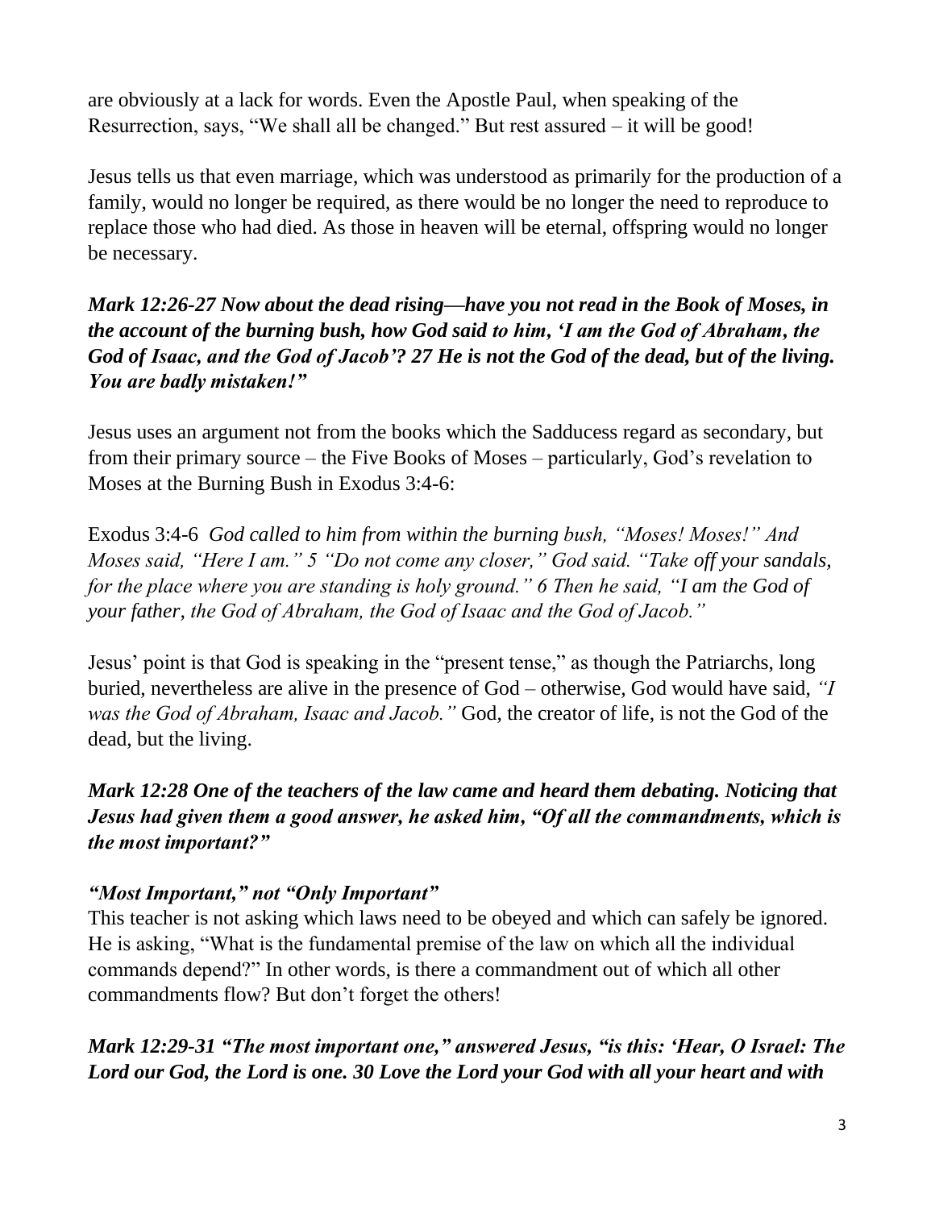are obviously at a lack for words. Even the Apostle Paul, when speaking of the Resurrection, says, "We shall all be changed." But rest assured – it will be good!

Jesus tells us that even marriage, which was understood as primarily for the production of a family, would no longer be required, as there would be no longer the need to reproduce to replace those who had died. As those in heaven will be eternal, offspring would no longer be necessary.

***Mark 12:26-27 Now about the dead rising—have you not read in the Book of Moses, in the account of the burning bush, how God said to him, 'I am the God of Abraham, the God of Isaac, and the God of Jacob'? 27 He is not the God of the dead, but of the living. You are badly mistaken!"***

Jesus uses an argument not from the books which the Sadducess regard as secondary, but from their primary source – the Five Books of Moses – particularly, God's revelation to Moses at the Burning Bush in Exodus 3:4-6:

Exodus 3:4-6 *God called to him from within the burning bush, "Moses! Moses!" And Moses said, "Here I am." 5 "Do not come any closer," God said. "Take off your sandals, for the place where you are standing is holy ground." 6 Then he said, "I am the God of your father, the God of Abraham, the God of Isaac and the God of Jacob."*

Jesus' point is that God is speaking in the "present tense," as though the Patriarchs, long buried, nevertheless are alive in the presence of God – otherwise, God would have said, *"I was the God of Abraham, Isaac and Jacob."* God, the creator of life, is not the God of the dead, but the living.

***Mark 12:28 One of the teachers of the law came and heard them debating. Noticing that Jesus had given them a good answer, he asked him, "Of all the commandments, which is the most important?"***

***"Most Important," not "Only Important"***

This teacher is not asking which laws need to be obeyed and which can safely be ignored. He is asking, "What is the fundamental premise of the law on which all the individual commands depend?" In other words, is there a commandment out of which all other commandments flow? But don't forget the others!

***Mark 12:29-31 "The most important one," answered Jesus, "is this: 'Hear, O Israel: The Lord our God, the Lord is one. 30 Love the Lord your God with all your heart and with***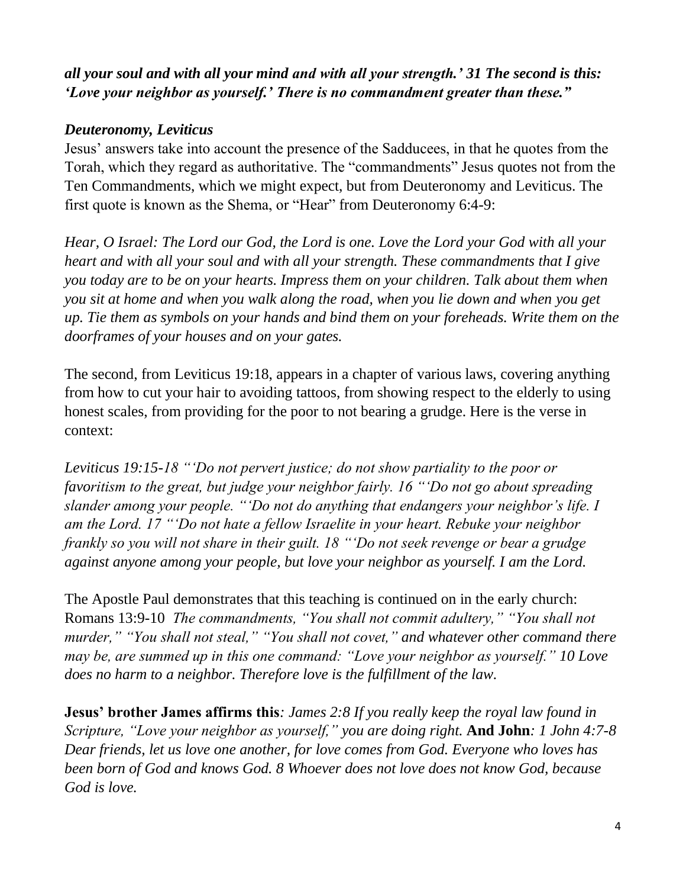***all your soul and with all your mind and with all your strength.' 31 The second is this: 'Love your neighbor as yourself.' There is no commandment greater than these."***

### *Deuteronomy, Leviticus*

Jesus' answers take into account the presence of the Sadducees, in that he quotes from the Torah, which they regard as authoritative. The "commandments" Jesus quotes not from the Ten Commandments, which we might expect, but from Deuteronomy and Leviticus. The first quote is known as the Shema, or "Hear" from Deuteronomy 6:4-9:

*Hear, O Israel: The Lord our God, the Lord is one. Love the Lord your God with all your heart and with all your soul and with all your strength. These commandments that I give you today are to be on your hearts. Impress them on your children. Talk about them when you sit at home and when you walk along the road, when you lie down and when you get up. Tie them as symbols on your hands and bind them on your foreheads. Write them on the doorframes of your houses and on your gates.*

The second, from Leviticus 19:18, appears in a chapter of various laws, covering anything from how to cut your hair to avoiding tattoos, from showing respect to the elderly to using honest scales, from providing for the poor to not bearing a grudge. Here is the verse in context:

*Leviticus 19:15-18 "'Do not pervert justice; do not show partiality to the poor or favoritism to the great, but judge your neighbor fairly. 16 "'Do not go about spreading slander among your people. "'Do not do anything that endangers your neighbor's life. I am the Lord. 17 "'Do not hate a fellow Israelite in your heart. Rebuke your neighbor frankly so you will not share in their guilt. 18 "'Do not seek revenge or bear a grudge against anyone among your people, but love your neighbor as yourself. I am the Lord.*

The Apostle Paul demonstrates that this teaching is continued on in the early church: Romans 13:9-10 *The commandments, "You shall not commit adultery," "You shall not murder," "You shall not steal," "You shall not covet," and whatever other command there may be, are summed up in this one command: "Love your neighbor as yourself." 10 Love does no harm to a neighbor. Therefore love is the fulfillment of the law.*

**Jesus' brother James affirms this***: James 2:8 If you really keep the royal law found in Scripture, "Love your neighbor as yourself," you are doing right.* **And John***: 1 John 4:7-8 Dear friends, let us love one another, for love comes from God. Everyone who loves has been born of God and knows God. 8 Whoever does not love does not know God, because God is love.*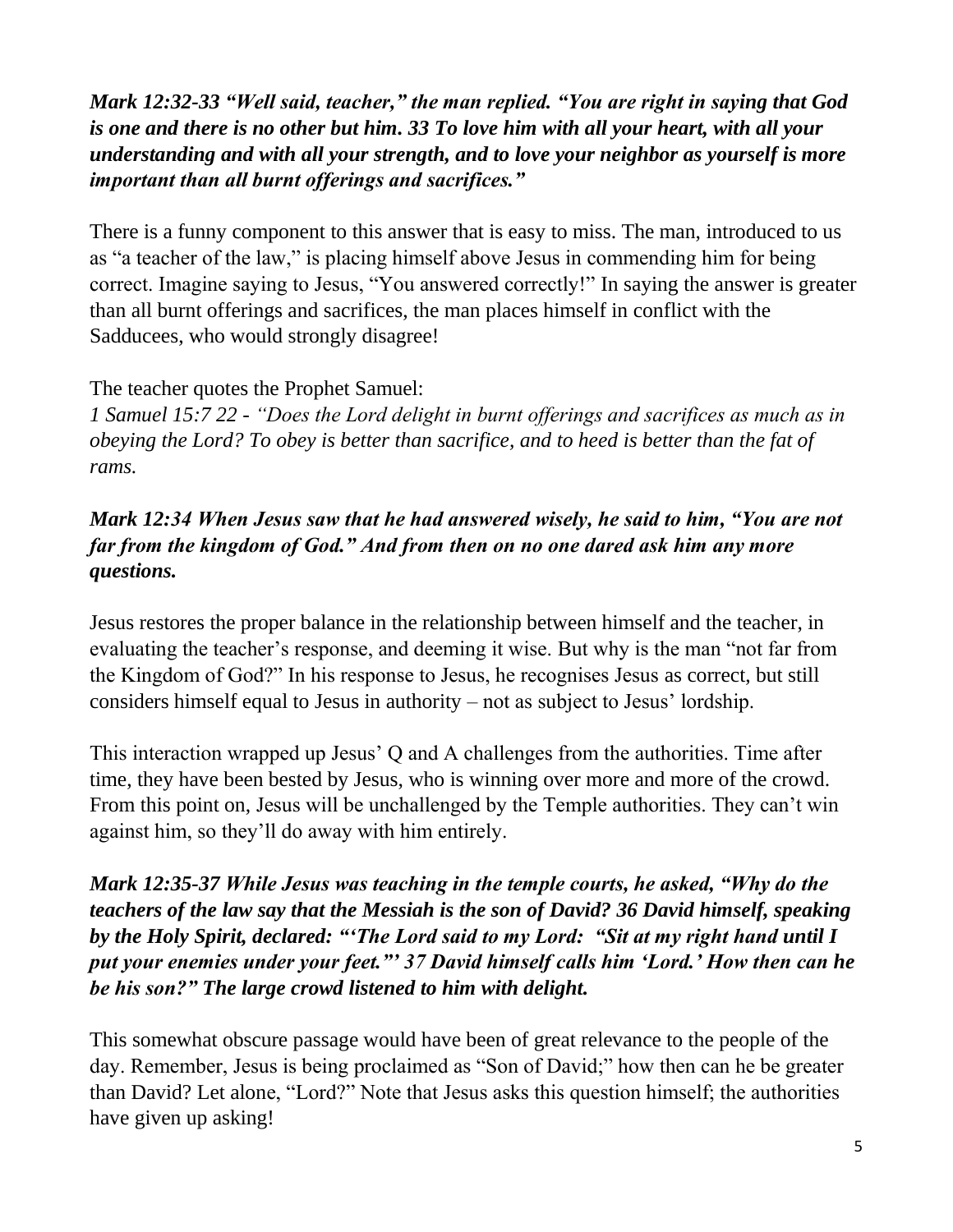***Mark 12:32-33 "Well said, teacher," the man replied. "You are right in saying that God is one and there is no other but him. 33 To love him with all your heart, with all your understanding and with all your strength, and to love your neighbor as yourself is more important than all burnt offerings and sacrifices."***

There is a funny component to this answer that is easy to miss. The man, introduced to us as "a teacher of the law," is placing himself above Jesus in commending him for being correct. Imagine saying to Jesus, "You answered correctly!" In saying the answer is greater than all burnt offerings and sacrifices, the man places himself in conflict with the Sadducees, who would strongly disagree!

The teacher quotes the Prophet Samuel:
*1 Samuel 15:7 22 - "Does the Lord delight in burnt offerings and sacrifices as much as in obeying the Lord? To obey is better than sacrifice, and to heed is better than the fat of rams.*

***Mark 12:34 When Jesus saw that he had answered wisely, he said to him, "You are not far from the kingdom of God." And from then on no one dared ask him any more questions.***

Jesus restores the proper balance in the relationship between himself and the teacher, in evaluating the teacher's response, and deeming it wise. But why is the man "not far from the Kingdom of God?" In his response to Jesus, he recognises Jesus as correct, but still considers himself equal to Jesus in authority – not as subject to Jesus' lordship.

This interaction wrapped up Jesus' Q and A challenges from the authorities. Time after time, they have been bested by Jesus, who is winning over more and more of the crowd. From this point on, Jesus will be unchallenged by the Temple authorities. They can't win against him, so they'll do away with him entirely.

***Mark 12:35-37 While Jesus was teaching in the temple courts, he asked, "Why do the teachers of the law say that the Messiah is the son of David? 36 David himself, speaking by the Holy Spirit, declared: "'The Lord said to my Lord: "Sit at my right hand until I put your enemies under your feet."' 37 David himself calls him 'Lord.' How then can he be his son?" The large crowd listened to him with delight.***

This somewhat obscure passage would have been of great relevance to the people of the day. Remember, Jesus is being proclaimed as "Son of David;" how then can he be greater than David? Let alone, "Lord?" Note that Jesus asks this question himself; the authorities have given up asking!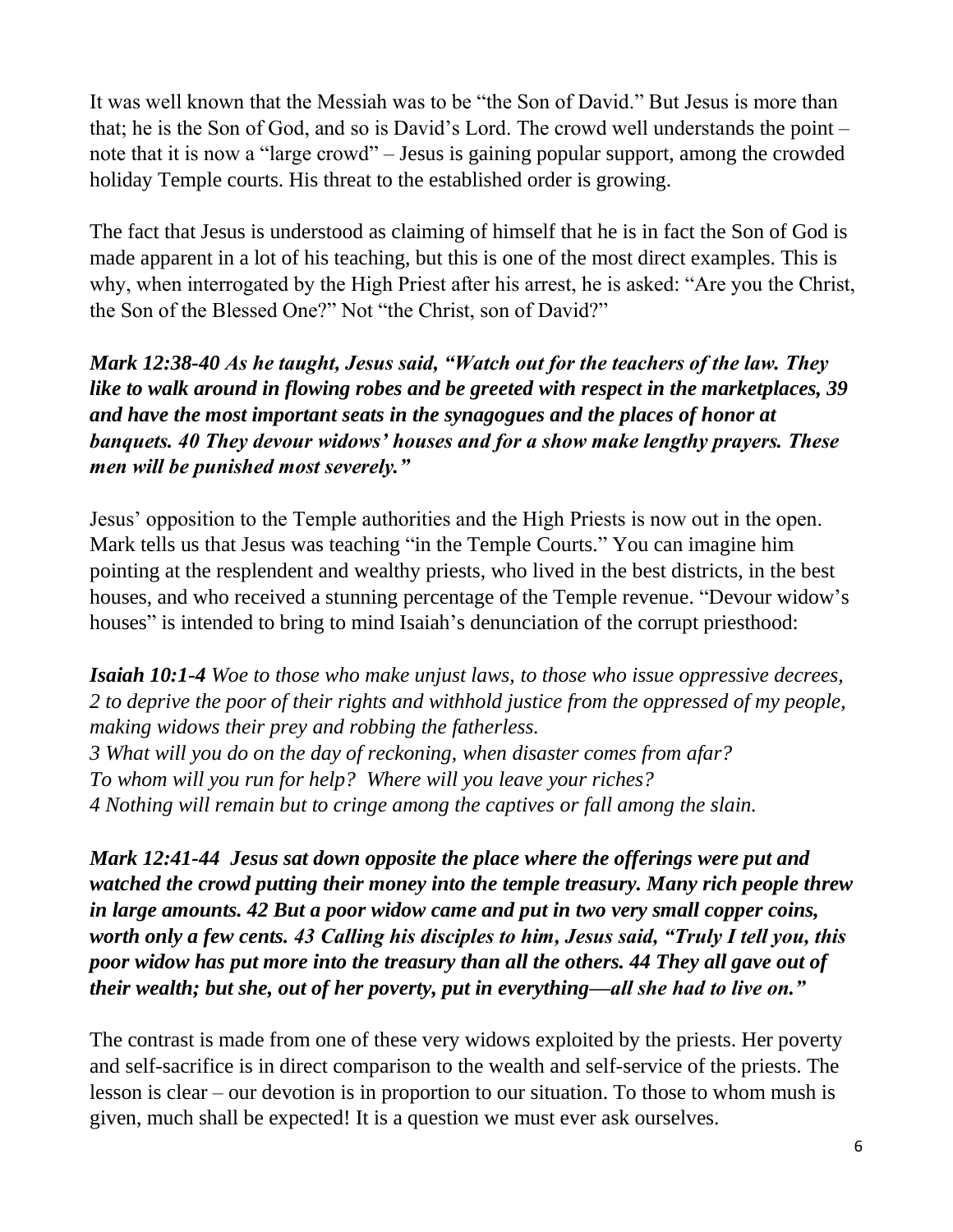It was well known that the Messiah was to be "the Son of David." But Jesus is more than that; he is the Son of God, and so is David's Lord. The crowd well understands the point – note that it is now a "large crowd" – Jesus is gaining popular support, among the crowded holiday Temple courts. His threat to the established order is growing.

The fact that Jesus is understood as claiming of himself that he is in fact the Son of God is made apparent in a lot of his teaching, but this is one of the most direct examples. This is why, when interrogated by the High Priest after his arrest, he is asked: "Are you the Christ, the Son of the Blessed One?" Not "the Christ, son of David?"

***Mark 12:38-40 As he taught, Jesus said, "Watch out for the teachers of the law. They like to walk around in flowing robes and be greeted with respect in the marketplaces, 39 and have the most important seats in the synagogues and the places of honor at banquets. 40 They devour widows' houses and for a show make lengthy prayers. These men will be punished most severely."***

Jesus' opposition to the Temple authorities and the High Priests is now out in the open. Mark tells us that Jesus was teaching "in the Temple Courts." You can imagine him pointing at the resplendent and wealthy priests, who lived in the best districts, in the best houses, and who received a stunning percentage of the Temple revenue. "Devour widow's houses" is intended to bring to mind Isaiah's denunciation of the corrupt priesthood:

***Isaiah 10:1-4*** *Woe to those who make unjust laws, to those who issue oppressive decrees,*
*2 to deprive the poor of their rights and withhold justice from the oppressed of my people, making widows their prey and robbing the fatherless.*
*3 What will you do on the day of reckoning, when disaster comes from afar?*
*To whom will you run for help? Where will you leave your riches?*
*4 Nothing will remain but to cringe among the captives or fall among the slain.*

***Mark 12:41-44 Jesus sat down opposite the place where the offerings were put and watched the crowd putting their money into the temple treasury. Many rich people threw in large amounts. 42 But a poor widow came and put in two very small copper coins, worth only a few cents. 43 Calling his disciples to him, Jesus said, "Truly I tell you, this poor widow has put more into the treasury than all the others. 44 They all gave out of their wealth; but she, out of her poverty, put in everything—all she had to live on."***

The contrast is made from one of these very widows exploited by the priests. Her poverty and self-sacrifice is in direct comparison to the wealth and self-service of the priests. The lesson is clear – our devotion is in proportion to our situation. To those to whom mush is given, much shall be expected! It is a question we must ever ask ourselves.